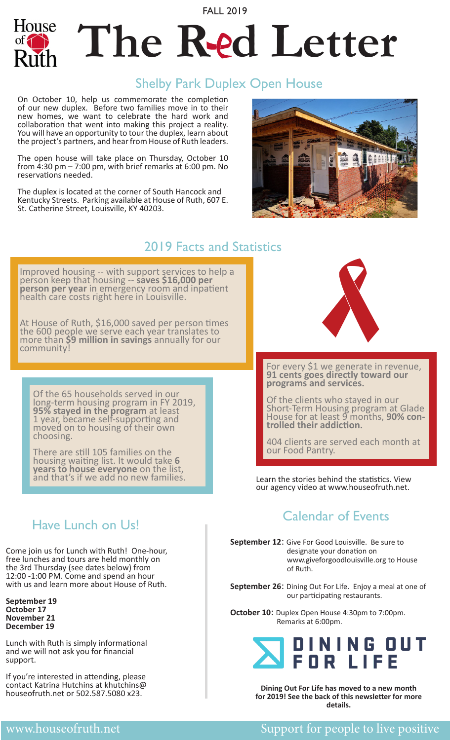FALL 2019

# The Red Letter

## Shelby Park Duplex Open House

On October 10, help us commemorate the completion of our new duplex. Before two families move in to their new homes, we want to celebrate the hard work and collaboration that went into making this project a reality. You will have an opportunity to tour the duplex, learn about the project's partners, and hear from House of Ruth leaders.

The open house will take place on Thursday, October 10 from 4:30 pm – 7:00 pm, with brief remarks at 6:00 pm. No reservations needed.

The duplex is located at the corner of South Hancock and Kentucky Streets. Parking available at House of Ruth, 607 E. St. Catherine Street, Louisville, KY 40203.

## 2019 Facts and Statistics

Improved housing -- with support services to help a person keep that housing -- **saves $16,000 per person per year** in emergency room and inpatient health care costs right here in Louisville.

At House of Ruth, $16,000 saved per person times the 600 people we serve each year translates to more than **$9 million in savings** annually for our community!

Of the 65 households served in our long-term housing program in FY 2019, **95% stayed in the program** at least 1 year, became self-supporting and moved on to housing of their own choosing.

There are still 105 families on the housing waiting list. It would take **6 years to house everyone** on the list, and that's if we add no new families.

For every $1 we generate in revenue, **91 cents goes directly toward our programs and services.**

Of the clients who stayed in our Short-Term Housing program at Glade House for at least 9 months, **90% controlled their addiction.**

404 clients are served each month at our Food Pantry.

Learn the stories behind the statistics. View our agency video at www.houseofruth.net.

## Have Lunch on Us!

Come join us for Lunch with Ruth! One-hour, free lunches and tours are held monthly on the 3rd Thursday (see dates below) from 12:00 -1:00 PM. Come and spend an hour with us and learn more about House of Ruth.

**September 19**
**October 17**
**November 21**
**December 19**

Lunch with Ruth is simply informational and we will not ask you for financial support.

If you're interested in attending, please contact Katrina Hutchins at khutchins@houseofruth.net or 502.587.5080 x23.

## Calendar of Events

**September 12**: Give For Good Louisville. Be sure to designate your donation on www.giveforgoodlouisville.org to House of Ruth.

**September 26**: Dining Out For Life. Enjoy a meal at one of our participating restaurants.

**October 10**: Duplex Open House 4:30pm to 7:00pm. Remarks at 6:00pm.

DINING OUT FOR LIFE

**Dining Out For Life has moved to a new month for 2019! See the back of this newsletter for more details.**

www.houseofruth.net — Support for people to live positive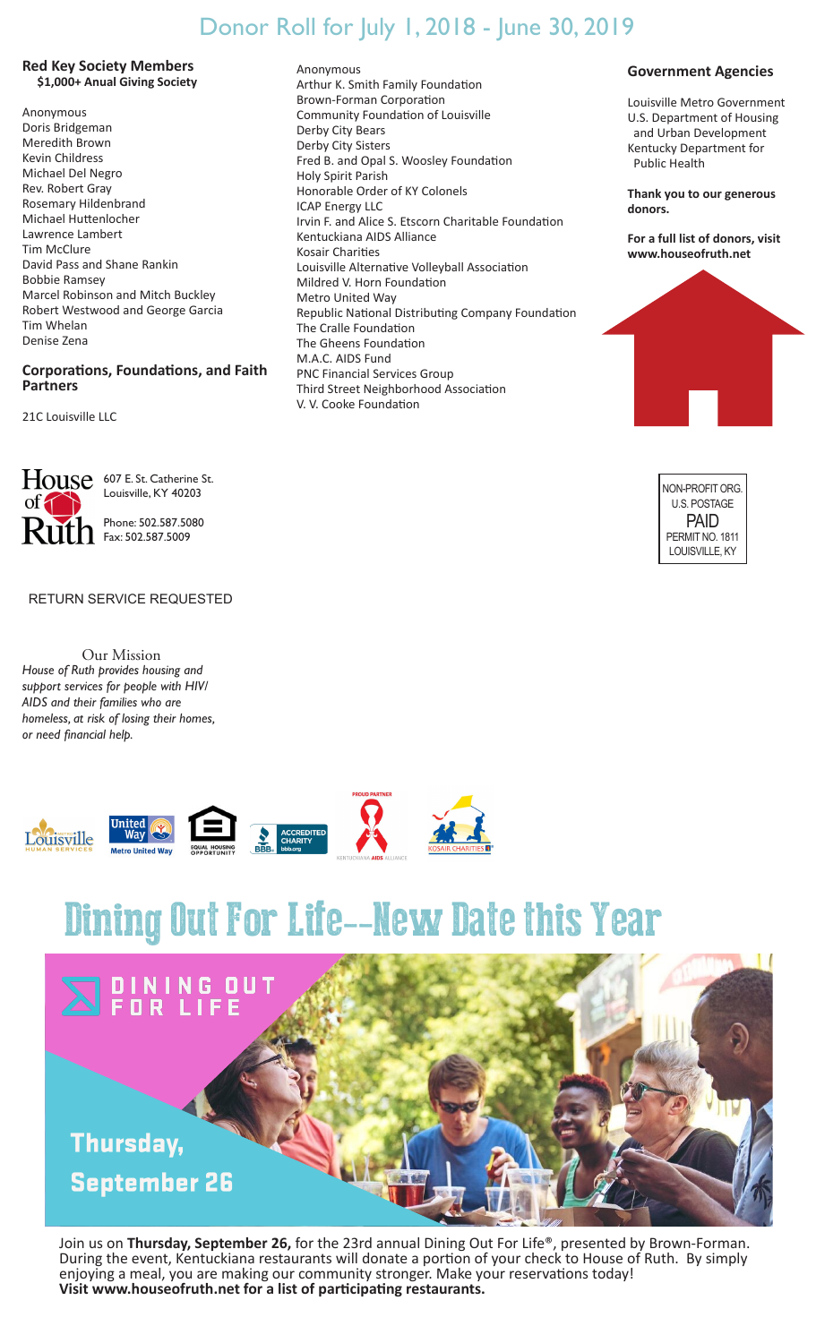# Donor Roll for July 1, 2018 - June 30, 2019

## Red Key Society Members

**$1,000+ Anual Giving Society**

Anonymous
Doris Bridgeman
Meredith Brown
Kevin Childress
Michael Del Negro
Rev. Robert Gray
Rosemary Hildenbrand
Michael Huttenlocher
Lawrence Lambert
Tim McClure
David Pass and Shane Rankin
Bobbie Ramsey
Marcel Robinson and Mitch Buckley
Robert Westwood and George Garcia
Tim Whelan
Denise Zena

## Corporations, Foundations, and Faith Partners

21C Louisville LLC
Anonymous
Arthur K. Smith Family Foundation
Brown-Forman Corporation
Community Foundation of Louisville
Derby City Bears
Derby City Sisters
Fred B. and Opal S. Woosley Foundation
Holy Spirit Parish
Honorable Order of KY Colonels
ICAP Energy LLC
Irvin F. and Alice S. Etscorn Charitable Foundation
Kentuckiana AIDS Alliance
Kosair Charities
Louisville Alternative Volleyball Association
Mildred V. Horn Foundation
Metro United Way
Republic National Distributing Company Foundation
The Cralle Foundation
The Gheens Foundation
M.A.C. AIDS Fund
PNC Financial Services Group
Third Street Neighborhood Association
V. V. Cooke Foundation

## Government Agencies

Louisville Metro Government
U.S. Department of Housing and Urban Development
Kentucky Department for Public Health

**Thank you to our generous donors.**

**For a full list of donors, visit www.houseofruth.net**

House of Ruth
607 E. St. Catherine St.
Louisville, KY 40203

Phone: 502.587.5080
Fax: 502.587.5009

NON-PROFIT ORG.
U.S. POSTAGE
PAID
PERMIT NO. 1811
LOUISVILLE, KY

RETURN SERVICE REQUESTED

Our Mission

*House of Ruth provides housing and support services for people with HIV/AIDS and their families who are homeless, at risk of losing their homes, or need financial help.*

Louisville Human Services · United Way Metro United Way · Equal Housing Opportunity · BBB Accredited Charity bbb.org · Proud Partner Kentuckiana AIDS Alliance · Kosair Charities

# Dining Out For Life--New Date this Year

DINING OUT FOR LIFE

Thursday, September 26

Join us on **Thursday, September 26,** for the 23rd annual Dining Out For Life®, presented by Brown-Forman. During the event, Kentuckiana restaurants will donate a portion of your check to House of Ruth. By simply enjoying a meal, you are making our community stronger. Make your reservations today!
**Visit www.houseofruth.net for a list of participating restaurants.**